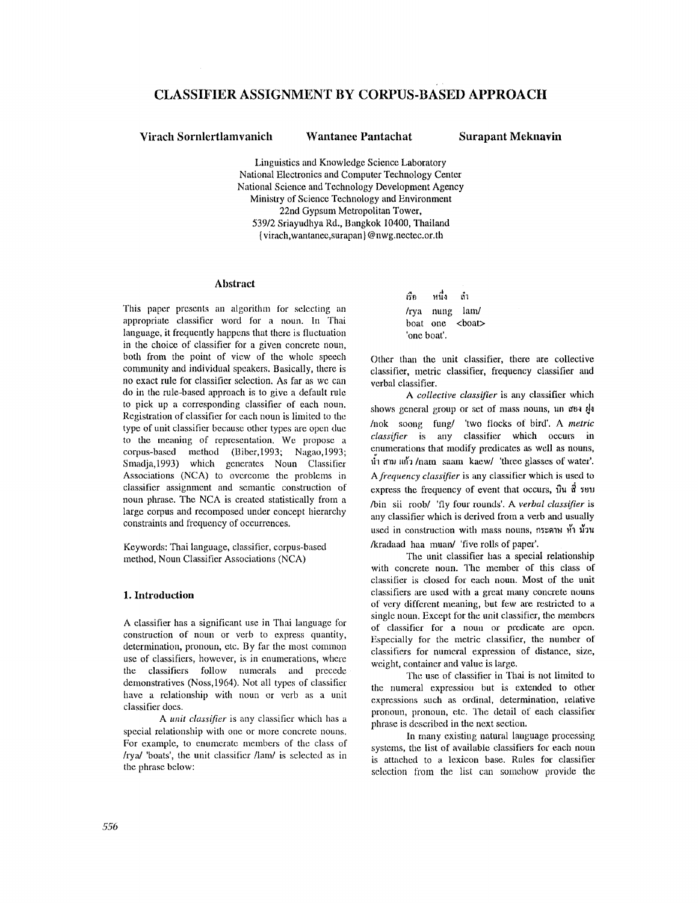# CLASSIFIER ASSIGNMENT BY CORPUS-BASED APPROACH

**Virach Sornlertlamvanich** **Wantanee Pantachat** **Surapant Meknavin**

Linguistics and Knowledge Science Laboratory
National Electronics and Computer Technology Center
National Science and Technology Development Agency
Ministry of Science Technology and Environment
22nd Gypsum Metropolitan Tower,
539/2 Sriayudhya Rd., Bangkok 10400, Thailand
{virach,wantanee,surapan}@nwg.nectec.or.th

## Abstract

This paper presents an algorithm for selecting an appropriate classifier word for a noun. In Thai language, it frequently happens that there is fluctuation in the choice of classifier for a given concrete noun, both from the point of view of the whole speech community and individual speakers. Basically, there is no exact rule for classifier selection. As far as we can do in the rule-based approach is to give a default rule to pick up a corresponding classifier of each noun. Registration of classifier for each noun is limited to the type of unit classifier because other types are open due to the meaning of representation. We propose a corpus-based method (Biber,1993; Nagao,1993; Smadja,1993) which generates Noun Classifier Associations (NCA) to overcome the problems in classifier assignment and semantic construction of noun phrase. The NCA is created statistically from a large corpus and recomposed under concept hierarchy constraints and frequency of occurrences.

Keywords: Thai language, classifier, corpus-based method, Noun Classifier Associations (NCA)

## 1. Introduction

A classifier has a significant use in Thai language for construction of noun or verb to express quantity, determination, pronoun, etc. By far the most common use of classifiers, however, is in enumerations, where the classifiers follow numerals and precede demonstratives (Noss,1964). Not all types of classifier have a relationship with noun or verb as a unit classifier does.

A *unit classifier* is any classifier which has a special relationship with one or more concrete nouns. For example, to enumerate members of the class of /rya/ 'boats', the unit classifier /lam/ is selected as in the phrase below:

เรือ หนึ่ง ลำ
/rya nung lam/
boat one <boat>
'one boat'.

Other than the unit classifier, there are collective classifier, metric classifier, frequency classifier and verbal classifier.

A *collective classifier* is any classifier which shows general group or set of mass nouns, นก สอง ฝูง /nok soong fung/ 'two flocks of bird'. A *metric classifier* is any classifier which occurs in enumerations that modify predicates as well as nouns, น้ำ สาม แก้ว /nam saam kaew/ 'three glasses of water'. A *frequency classifier* is any classifier which is used to express the frequency of event that occurs, บิน สี่ รอบ /bin sii roob/ 'fly four rounds'. A *verbal classifier* is any classifier which is derived from a verb and usually used in construction with mass nouns, กระดาษ ห้า ม้วน /kradaad haa muan/ 'five rolls of paper'.

The unit classifier has a special relationship with concrete noun. The member of this class of classifier is closed for each noun. Most of the unit classifiers are used with a great many concrete nouns of very different meaning, but few are restricted to a single noun. Except for the unit classifier, the members of classifier for a noun or predicate are open. Especially for the metric classifier, the number of classifiers for numeral expression of distance, size, weight, container and value is large.

The use of classifier in Thai is not limited to the numeral expression but is extended to other expressions such as ordinal, determination, relative pronoun, pronoun, etc. The detail of each classifier phrase is described in the next section.

In many existing natural language processing systems, the list of available classifiers for each noun is attached to a lexicon base. Rules for classifier selection from the list can somehow provide the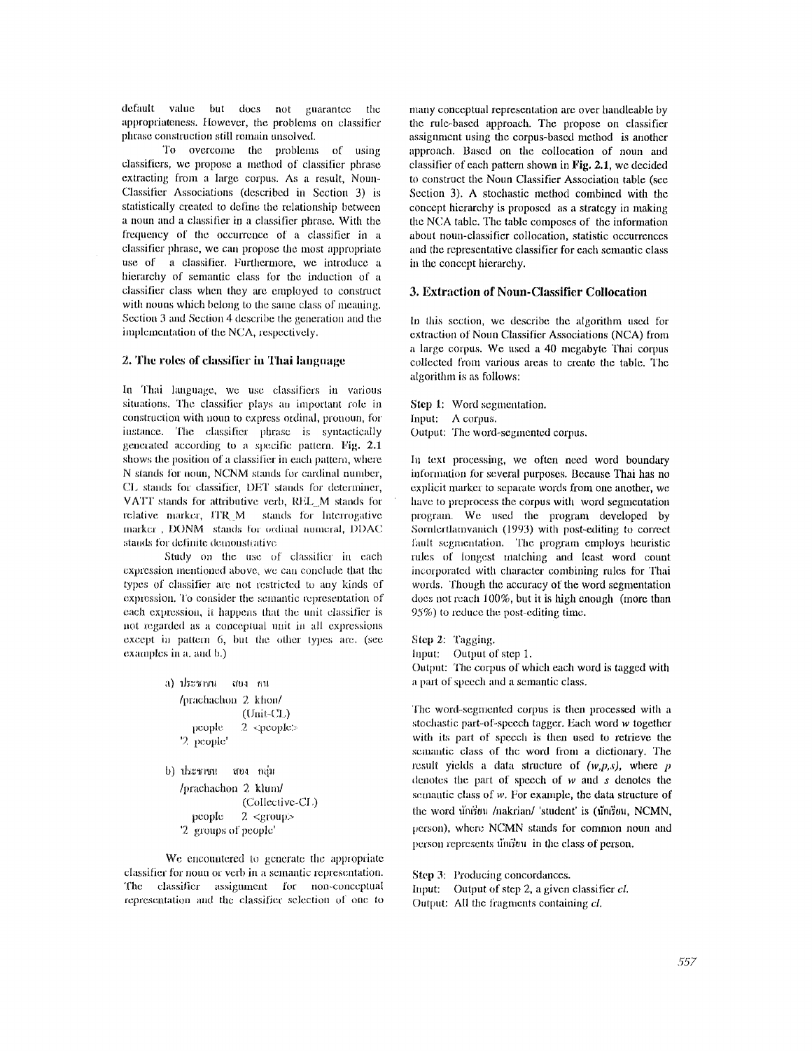default value but does not guarantee the appropriateness. However, the problems on classifier phrase construction still remain unsolved.

To overcome the problems of using classifiers, we propose a method of classifier phrase extracting from a large corpus. As a result, Noun-Classifier Associations (described in Section 3) is statistically created to define the relationship between a noun and a classifier in a classifier phrase. With the frequency of the occurrence of a classifier in a classifier phrase, we can propose the most appropriate use of a classifier. Furthermore, we introduce a hierarchy of semantic class for the induction of a classifier class when they are employed to construct with nouns which belong to the same class of meaning. Section 3 and Section 4 describe the generation and the implementation of the NCA, respectively.

## 2. The roles of classifier in Thai language

In Thai language, we use classifiers in various situations. The classifier plays an important role in construction with noun to express ordinal, pronoun, for instance. The classifier phrase is syntactically generated according to a specific pattern. **Fig. 2.1** shows the position of a classifier in each pattern, where N stands for noun, NCNM stands for cardinal number, CL stands for classifier, DET stands for determiner, VATT stands for attributive verb, REL_M stands for relative marker, ITR_M stands for Interrogative marker, DONM stands for ordinal numeral, DDAC stands for definite demonstrative.

Study on the use of classifier in each expression mentioned above, we can conclude that the types of classifier are not restricted to any kinds of expression. To consider the semantic representation of each expression, it happens that the unit classifier is not regarded as a conceptual unit in all expressions except in pattern 6, but the other types are. (see examples in a. and b.)

a) ประชาชน สอง คน
/prachachon 2 khon/
(Unit-CL)
people 2 <people>
'2 people'

b) ประชาชน สอง กลุ่ม
/prachachon 2 klum/
(Collective-CL)
people 2 <group>
'2 groups of people'

We encountered to generate the appropriate classifier for noun or verb in a semantic representation. The classifier assignment for non-conceptual representation and the classifier selection of one to many conceptual representation are over handleable by the rule-based approach. The propose on classifier assignment using the corpus-based method is another approach. Based on the collocation of noun and classifier of each pattern shown in **Fig. 2.1**, we decided to construct the Noun Classifier Association table (see Section 3). A stochastic method combined with the concept hierarchy is proposed as a strategy in making the NCA table. The table composes of the information about noun-classifier collocation, statistic occurrences and the representative classifier for each semantic class in the concept hierarchy.

## 3. Extraction of Noun-Classifier Collocation

In this section, we describe the algorithm used for extraction of Noun Classifier Associations (NCA) from a large corpus. We used a 40 megabyte Thai corpus collected from various areas to create the table. The algorithm is as follows:

**Step 1:** Word segmentation.
Input: A corpus.
Output: The word-segmented corpus.

In text processing, we often need word boundary information for several purposes. Because Thai has no explicit marker to separate words from one another, we have to preprocess the corpus with word segmentation program. We used the program developed by Sornlertlamvanich (1993) with post-editing to correct fault segmentation. The program employs heuristic rules of longest matching and least word count incorporated with character combining rules for Thai words. Though the accuracy of the word segmentation does not reach 100%, but it is high enough (more than 95%) to reduce the post-editing time.

**Step 2:** Tagging.
Input: Output of step 1.
Output: The corpus of which each word is tagged with a part of speech and a semantic class.

The word-segmented corpus is then processed with a stochastic part-of-speech tagger. Each word *w* together with its part of speech is then used to retrieve the semantic class of the word from a dictionary. The result yields a data structure of *(w,p,s)*, where *p* denotes the part of speech of *w* and *s* denotes the semantic class of *w*. For example, the data structure of the word นักเรียน /nakrian/ 'student' is (นักเรียน, NCMN, person), where NCMN stands for common noun and person represents นักเรียน in the class of person.

**Step 3:** Producing concordances.
Input: Output of step 2, a given classifier *cl*.
Output: All the fragments containing *cl*.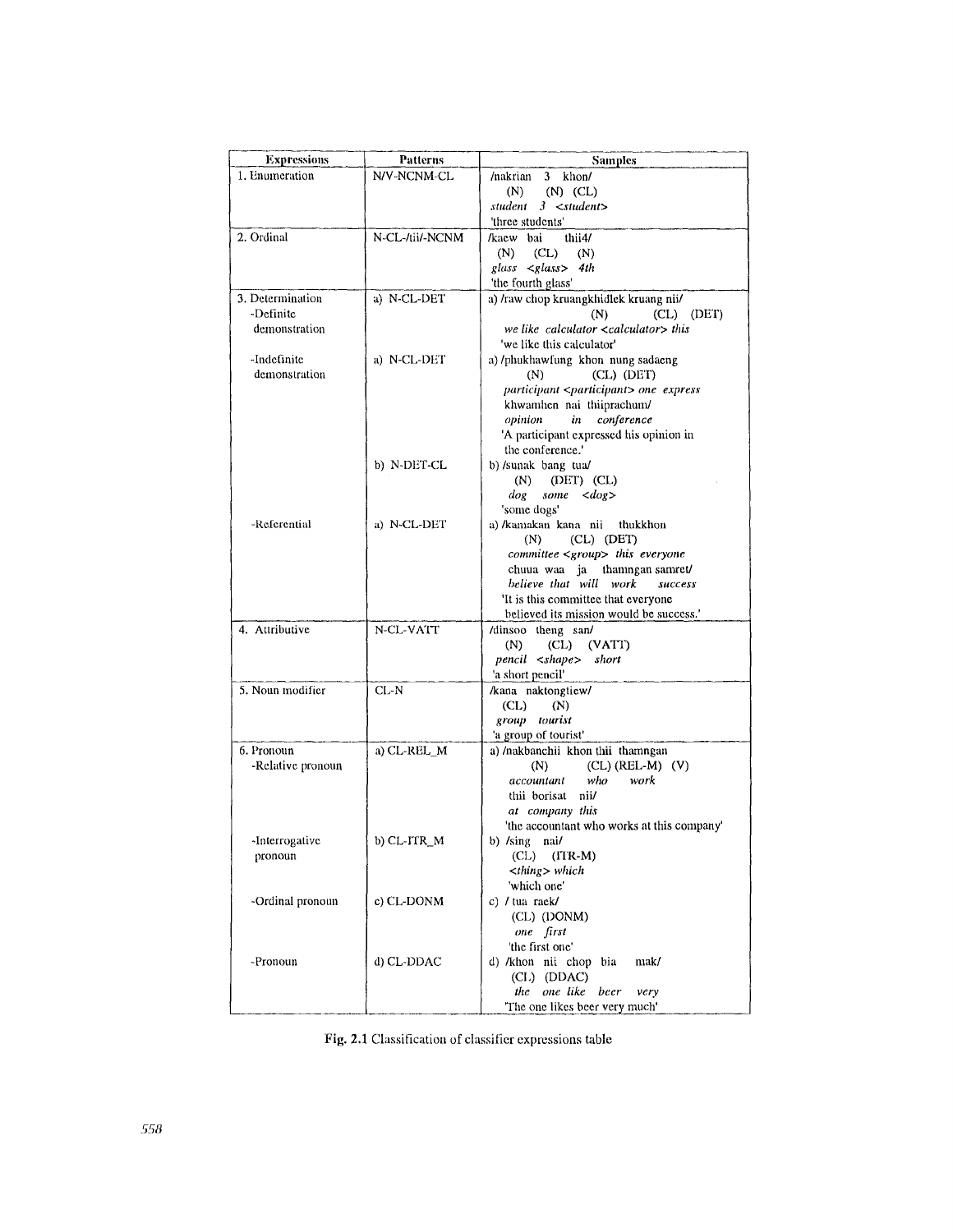| Expressions | Patterns | Samples |
|---|---|---|
| 1. Enumeration | N/V-NCNM-CL | /nakrian 3 khon/<br>(N) (N) (CL)<br>*student 3 <student>*<br>'three students' |
| 2. Ordinal | N-CL-/tii/-NCNM | /kaew bai thii4/<br>(N) (CL) (N)<br>*glass <glass> 4th*<br>'the fourth glass' |
| 3. Determination<br>-Definite demonstration | a) N-CL-DET | a) /raw chop kruangkhidlek kruang nii/<br>(N) (CL) (DET)<br>*we like calculator <calculator> this*<br>'we like this calculator' |
| -Indefinite demonstration | a) N-CL-DET | a) /phukhawfung khon nung sadaeng<br>(N) (CL) (DET)<br>*participant <participant> one express*<br>khwamhen nai thiiprachum/<br>*opinion in conference*<br>'A participant expressed his opinion in the conference.' |
| | b) N-DET-CL | b) /sunak bang tua/<br>(N) (DET) (CL)<br>*dog some <dog>*<br>'some dogs' |
| -Referential | a) N-CL-DET | a) /kamakan kana nii thukkhon<br>(N) (CL) (DET)<br>*committee <group> this everyone*<br>chuua waa ja thamngan samret/<br>*believe that will work success*<br>'It is this committee that everyone believed its mission would be success.' |
| 4. Attributive | N-CL-VATT | /dinsoo theng san/<br>(N) (CL) (VATT)<br>*pencil <shape> short*<br>'a short pencil' |
| 5. Noun modifier | CL-N | /kana naktongtiew/<br>(CL) (N)<br>*group tourist*<br>'a group of tourist' |
| 6. Pronoun<br>-Relative pronoun | a) CL-REL_M | a) /nakbanchii khon thii thamngan<br>(N) (CL) (REL-M) (V)<br>*accountant who work*<br>thii borisat nii/<br>*at company this*<br>'the accountant who works at this company' |
| -Interrogative pronoun | b) CL-ITR_M | b) /sing nai/<br>(CL) (ITR-M)<br>*<thing> which*<br>'which one' |
| -Ordinal pronoun | c) CL-DONM | c) / tua raek/<br>(CL) (DONM)<br>*one first*<br>'the first one' |
| -Pronoun | d) CL-DDAC | d) /khon nii chop bia mak/<br>(CL) (DDAC)<br>*the one like beer very*<br>'The one likes beer very much' |

Fig. 2.1 Classification of classifier expressions table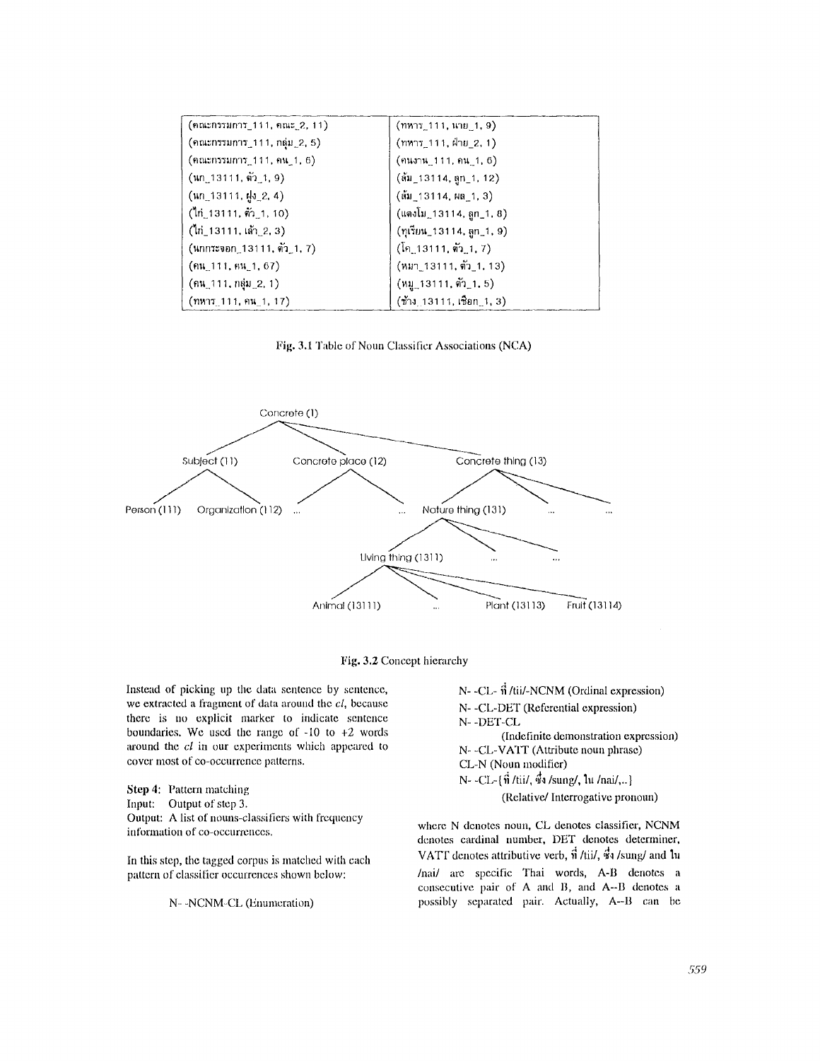| | |
|---|---|
| (คณะกรรมการ_111, คณะ_2, 11) | (ทหาร_111, นาย_1, 9) |
| (คณะกรรมการ_111, กลุ่ม_2, 5) | (ทหาร_111, ฝ่าย_2, 1) |
| (คณะกรรมการ_111, คน_1, 6) | (คนงาน_111, คน_1, 6) |
| (นก_13111, ตัว_1, 9) | (ส้ม_13114, ลูก_1, 12) |
| (นก_13111, ฝูง_2, 4) | (ส้ม_13114, ผล_1, 3) |
| (ไก่_13111, ตัว_1, 10) | (แตงโม_13114, ลูก_1, 8) |
| (ไก่_13111, เล้า_2, 3) | (ทุเรียน_13114, ลูก_1, 9) |
| (นกกระจอก_13111, ตัว_1, 7) | (โค_13111, ตัว_1, 7) |
| (คน_111, คน_1, 67) | (หมา_13111, ตัว_1, 13) |
| (คน_111, กลุ่ม_2, 1) | (หมู_13111, ตัว_1, 5) |
| (ทหาร_111, คน_1, 17) | (ช้าง_13111, เชือก_1, 3) |

Fig. 3.1 Table of Noun Classifier Associations (NCA)

Fig. 3.2 Concept hierarchy

Instead of picking up the data sentence by sentence, we extracted a fragment of data around the *cl*, because there is no explicit marker to indicate sentence boundaries. We used the range of -10 to +2 words around the *cl* in our experiments which appeared to cover most of co-occurrence patterns.

**Step 4:** Pattern matching
Input: Output of step 3.
Output: A list of nouns-classifiers with frequency information of co-occurrences.

In this step, the tagged corpus is matched with each pattern of classifier occurrences shown below:

N- -NCNM-CL (Enumeration)
N- -CL- ที่ /tii/-NCNM (Ordinal expression)
N- -CL-DET (Referential expression)
N- -DET-CL
(Indefinite demonstration expression)
N- -CL-VATT (Attribute noun phrase)
CL-N (Noun modifier)
N- -CL-{ที่ /tii/, ซึ่ง /sung/, ใน /nai/,..}
(Relative/ Interrogative pronoun)

where N denotes noun, CL denotes classifier, NCNM denotes cardinal number, DET denotes determiner, VATT denotes attributive verb, ที่ /tii/, ซึ่ง /sung/ and ใน /nai/ are specific Thai words, A-B denotes a consecutive pair of A and B, and A--B denotes a possibly separated pair. Actually, A--B can be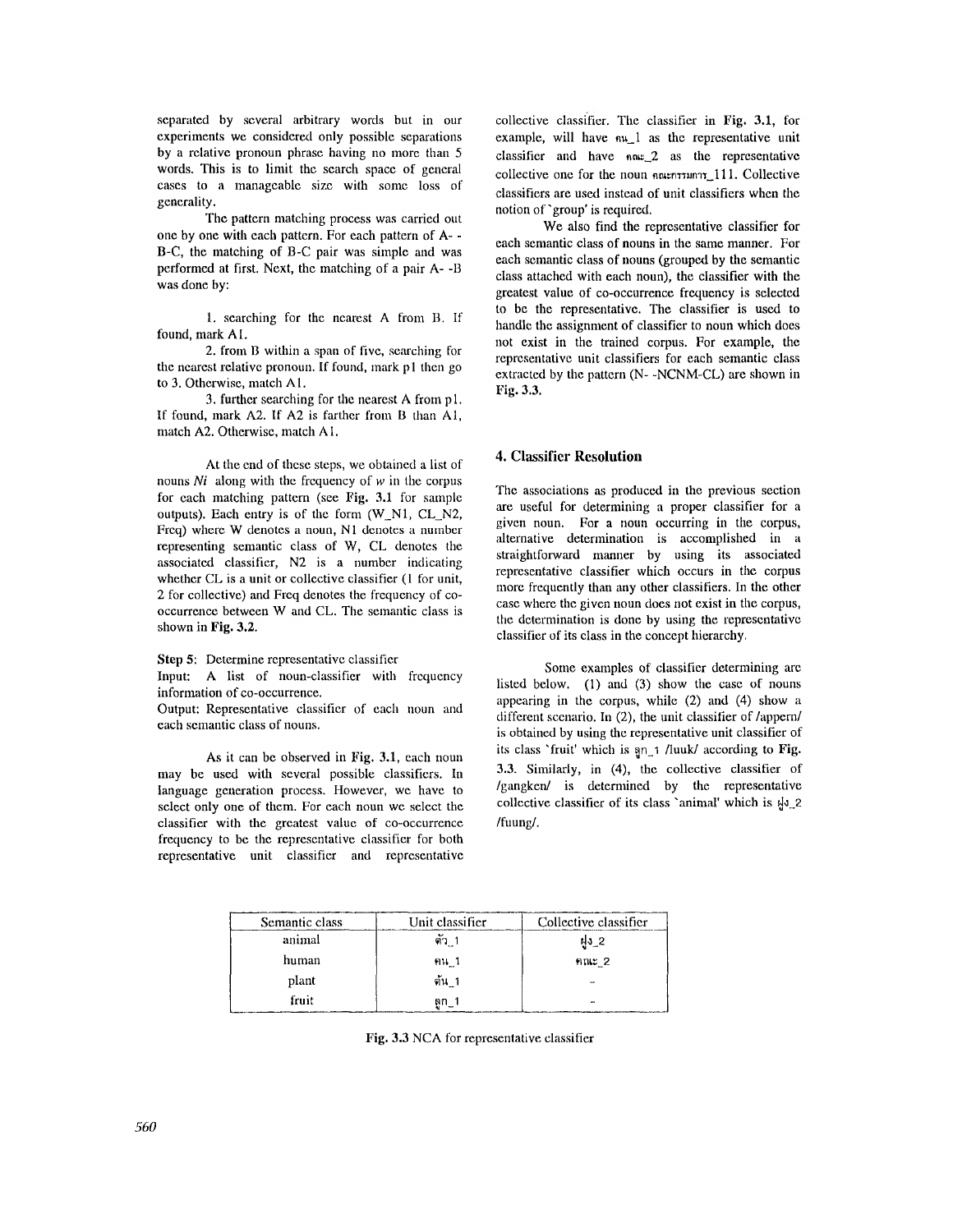separated by several arbitrary words but in our experiments we considered only possible separations by a relative pronoun phrase having no more than 5 words. This is to limit the search space of general cases to a manageable size with some loss of generality.

The pattern matching process was carried out one by one with each pattern. For each pattern of A- -B-C, the matching of B-C pair was simple and was performed at first. Next, the matching of a pair A- -B was done by:

1. searching for the nearest A from B. If found, mark A1.
2. from B within a span of five, searching for the nearest relative pronoun. If found, mark p1 then go to 3. Otherwise, match A1.
3. further searching for the nearest A from p1. If found, mark A2. If A2 is farther from B than A1, match A2. Otherwise, match A1.

At the end of these steps, we obtained a list of nouns *Ni* along with the frequency of *w* in the corpus for each matching pattern (see **Fig. 3.1** for sample outputs). Each entry is of the form (W_N1, CL_N2, Freq) where W denotes a noun, N1 denotes a number representing semantic class of W, CL denotes the associated classifier, N2 is a number indicating whether CL is a unit or collective classifier (1 for unit, 2 for collective) and Freq denotes the frequency of co-occurrence between W and CL. The semantic class is shown in **Fig. 3.2.**

**Step 5**: Determine representative classifier
Input: A list of noun-classifier with frequency information of co-occurrence.
Output: Representative classifier of each noun and each semantic class of nouns.

As it can be observed in Fig. 3.1, each noun may be used with several possible classifiers. In language generation process. However, we have to select only one of them. For each noun we select the classifier with the greatest value of co-occurrence frequency to be the representative classifier for both representative unit classifier and representative collective classifier. The classifier in **Fig. 3.1**, for example, will have คน_1 as the representative unit classifier and have คณะ_2 as the representative collective one for the noun คณะกรรมการ_111. Collective classifiers are used instead of unit classifiers when the notion of 'group' is required.

We also find the representative classifier for each semantic class of nouns in the same manner. For each semantic class of nouns (grouped by the semantic class attached with each noun), the classifier with the greatest value of co-occurrence frequency is selected to be the representative. The classifier is used to handle the assignment of classifier to noun which does not exist in the trained corpus. For example, the representative unit classifiers for each semantic class extracted by the pattern (N- -NCNM-CL) are shown in **Fig. 3.3.**

## 4. Classifier Resolution

The associations as produced in the previous section are useful for determining a proper classifier for a given noun. For a noun occurring in the corpus, alternative determination is accomplished in a straightforward manner by using its associated representative classifier which occurs in the corpus more frequently than any other classifiers. In the other case where the given noun does not exist in the corpus, the determination is done by using the representative classifier of its class in the concept hierarchy.

Some examples of classifier determining are listed below. (1) and (3) show the case of nouns appearing in the corpus, while (2) and (4) show a different scenario. In (2), the unit classifier of /appern/ is obtained by using the representative unit classifier of its class 'fruit' which is ลูก_1 /luuk/ according to **Fig. 3.3**. Similarly, in (4), the collective classifier of /gangken/ is determined by the representative collective classifier of its class 'animal' which is ฝูง_2 /fuung/.

| Semantic class | Unit classifier | Collective classifier |
|---|---|---|
| animal | ตัว_1 | ฝูง_2 |
| human | คน_1 | คณะ_2 |
| plant | ต้น_1 | - |
| fruit | ลูก_1 | - |

**Fig. 3.3** NCA for representative classifier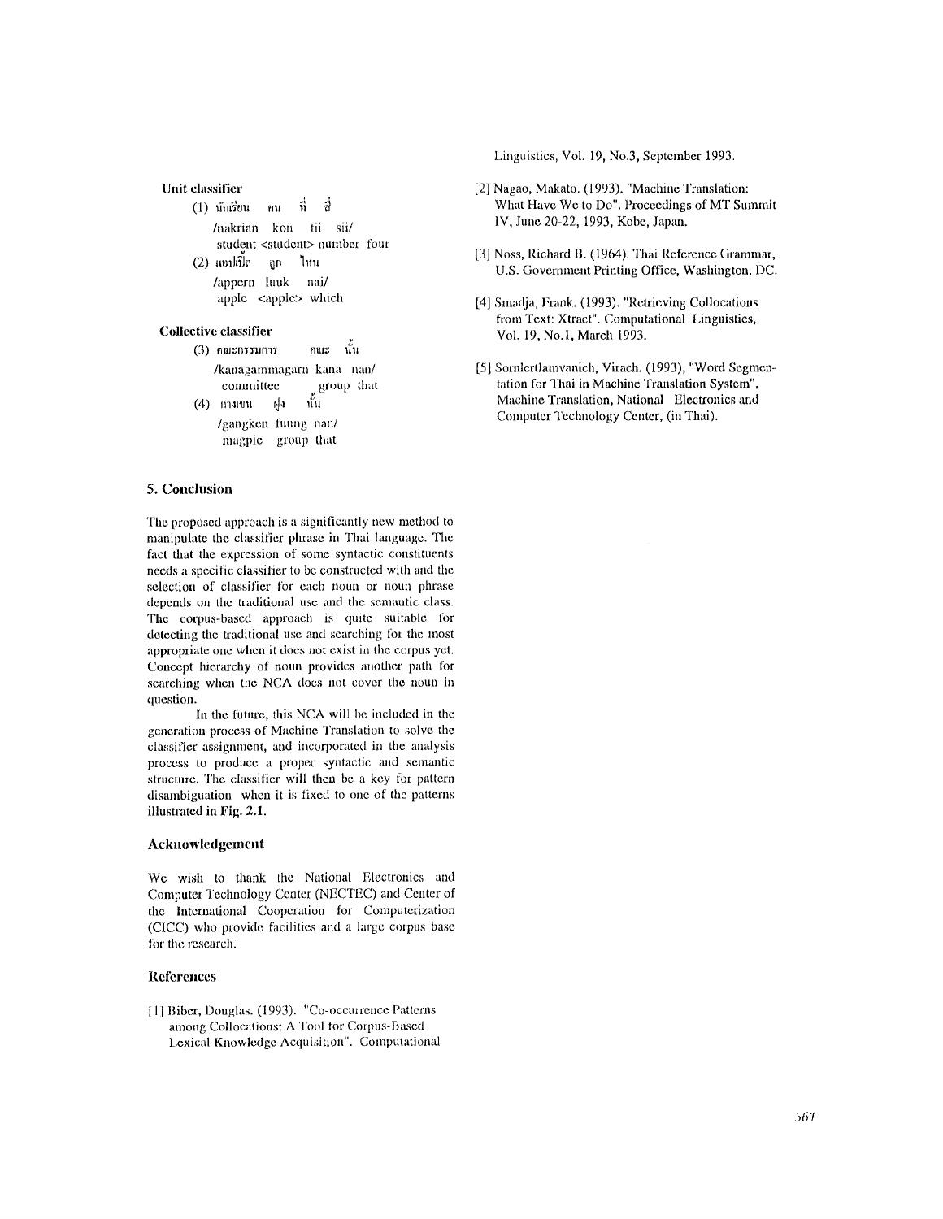**Unit classifier**

(1) นักเรียน คน ที่ สี่

/nakrian kon tii sii/

student <student> number four

(2) แอปเปิ้ล ลูก ไหน

/appern luuk nai/

apple <apple> which

**Collective classifier**

(3) คณะกรรมการ คณะ นั้น

/kanagammagarn kana nan/

committee group that

(4) กางเขน ฝูง นั้น

/gangken fuung nan/

magpie group that

## 5. Conclusion

The proposed approach is a significantly new method to manipulate the classifier phrase in Thai language. The fact that the expression of some syntactic constituents needs a specific classifier to be constructed with and the selection of classifier for each noun or noun phrase depends on the traditional use and the semantic class. The corpus-based approach is quite suitable for detecting the traditional use and searching for the most appropriate one when it does not exist in the corpus yet. Concept hierarchy of noun provides another path for searching when the NCA does not cover the noun in question.

In the future, this NCA will be included in the generation process of Machine Translation to solve the classifier assignment, and incorporated in the analysis process to produce a proper syntactic and semantic structure. The classifier will then be a key for pattern disambiguation when it is fixed to one of the patterns illustrated in **Fig. 2.1.**

## Acknowledgement

We wish to thank the National Electronics and Computer Technology Center (NECTEC) and Center of the International Cooperation for Computerization (CICC) who provide facilities and a large corpus base for the research.

## References

[1] Biber, Douglas. (1993). "Co-occurrence Patterns among Collocations: A Tool for Corpus-Based Lexical Knowledge Acquisition". Computational Linguistics, Vol. 19, No.3, September 1993.

[2] Nagao, Makato. (1993). "Machine Translation: What Have We to Do". Proceedings of MT Summit IV, June 20-22, 1993, Kobe, Japan.

[3] Noss, Richard B. (1964). Thai Reference Grammar, U.S. Government Printing Office, Washington, DC.

[4] Smadja, Frank. (1993). "Retrieving Collocations from Text: Xtract". Computational Linguistics, Vol. 19, No.1, March 1993.

[5] Sornlertlamvanich, Virach. (1993), "Word Segmentation for Thai in Machine Translation System", Machine Translation, National Electronics and Computer Technology Center, (in Thai).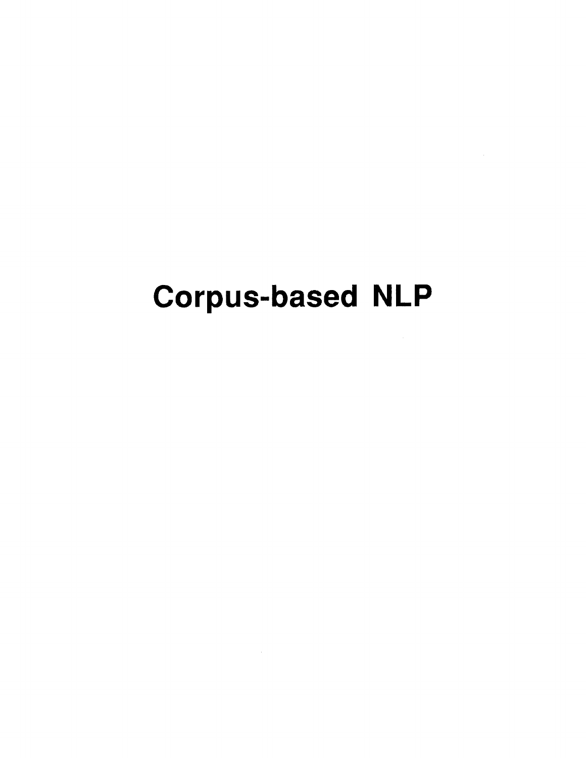# Corpus-based NLP